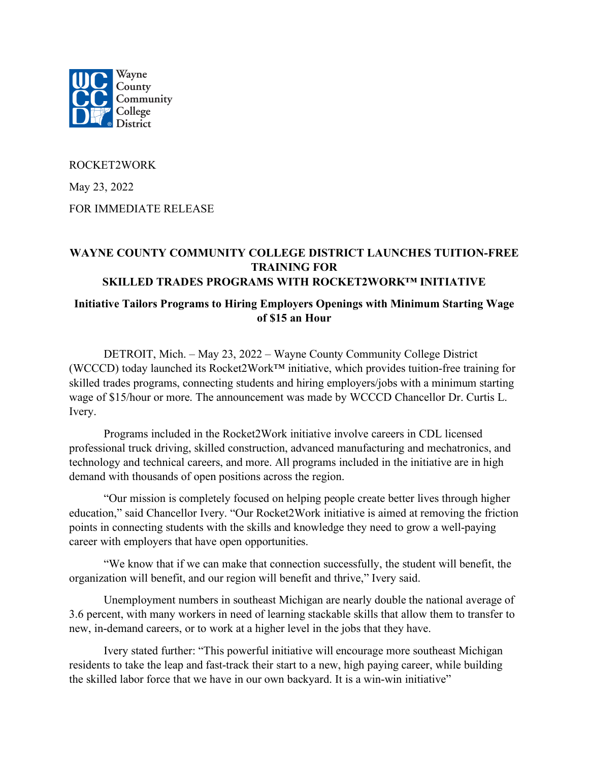Wayne County Community College District

ROCKET2WORK

May 23, 2022

FOR IMMEDIATE RELEASE

## WAYNE COUNTY COMMUNITY COLLEGE DISTRICT LAUNCHES TUITION-FREE TRAINING FOR SKILLED TRADES PROGRAMS WITH ROCKET2WORK™ INITIATIVE

### Initiative Tailors Programs to Hiring Employers Openings with Minimum Starting Wage of $15 an Hour

DETROIT, Mich. – May 23, 2022 – Wayne County Community College District (WCCCD) today launched its Rocket2Work™ initiative, which provides tuition-free training for skilled trades programs, connecting students and hiring employers/jobs with a minimum starting wage of $15/hour or more. The announcement was made by WCCCD Chancellor Dr. Curtis L. Ivery.

Programs included in the Rocket2Work initiative involve careers in CDL licensed professional truck driving, skilled construction, advanced manufacturing and mechatronics, and technology and technical careers, and more. All programs included in the initiative are in high demand with thousands of open positions across the region.

"Our mission is completely focused on helping people create better lives through higher education," said Chancellor Ivery. "Our Rocket2Work initiative is aimed at removing the friction points in connecting students with the skills and knowledge they need to grow a well-paying career with employers that have open opportunities.

"We know that if we can make that connection successfully, the student will benefit, the organization will benefit, and our region will benefit and thrive," Ivery said.

Unemployment numbers in southeast Michigan are nearly double the national average of 3.6 percent, with many workers in need of learning stackable skills that allow them to transfer to new, in-demand careers, or to work at a higher level in the jobs that they have.

Ivery stated further: "This powerful initiative will encourage more southeast Michigan residents to take the leap and fast-track their start to a new, high paying career, while building the skilled labor force that we have in our own backyard. It is a win-win initiative"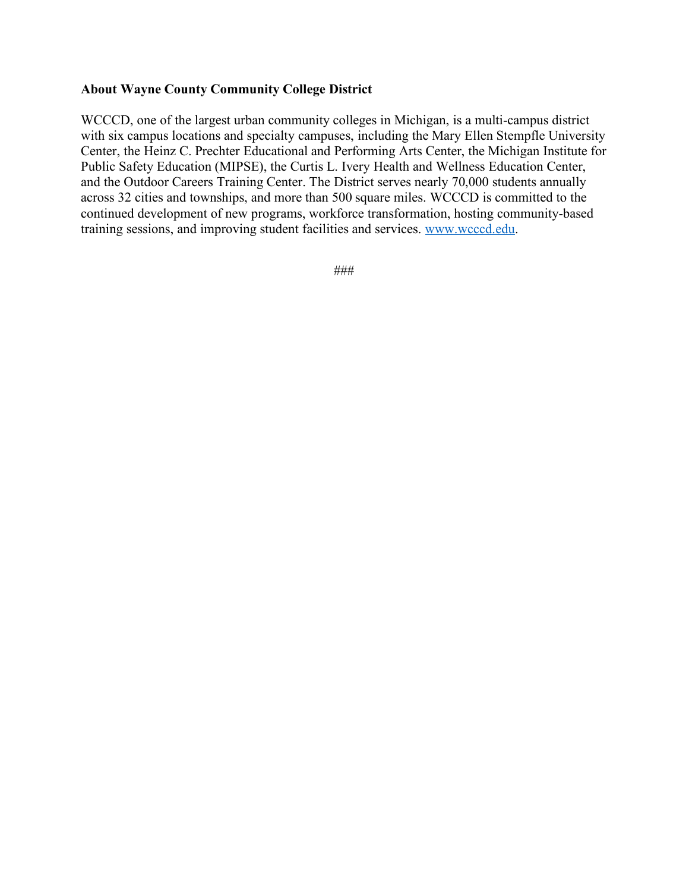**About Wayne County Community College District**

WCCCD, one of the largest urban community colleges in Michigan, is a multi-campus district with six campus locations and specialty campuses, including the Mary Ellen Stempfle University Center, the Heinz C. Prechter Educational and Performing Arts Center, the Michigan Institute for Public Safety Education (MIPSE), the Curtis L. Ivery Health and Wellness Education Center, and the Outdoor Careers Training Center. The District serves nearly 70,000 students annually across 32 cities and townships, and more than 500 square miles. WCCCD is committed to the continued development of new programs, workforce transformation, hosting community-based training sessions, and improving student facilities and services. [www.wcccd.edu](http://www.wcccd.edu).

###